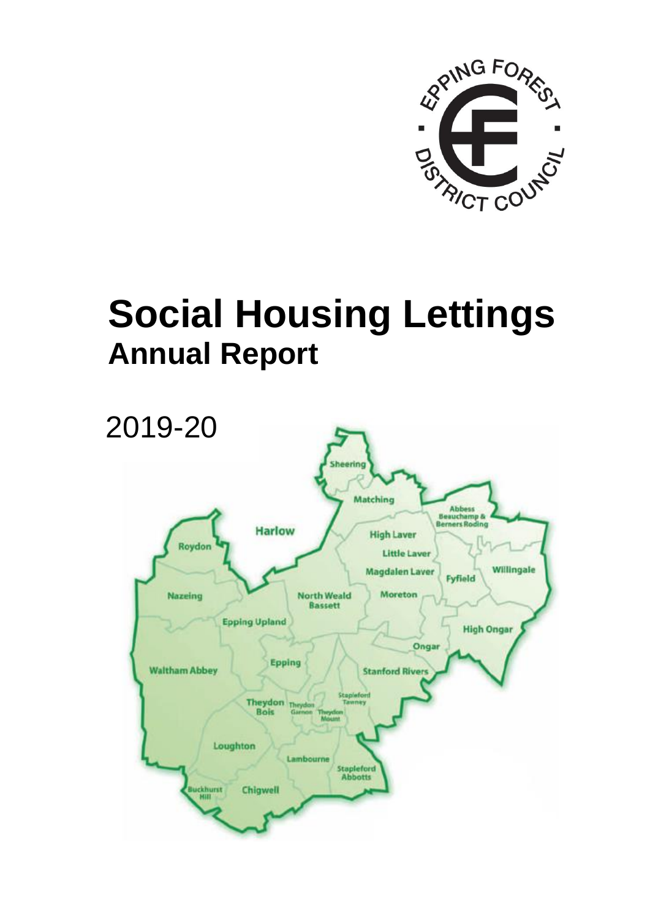# Social Housing Lettings

## Annual Report

2019-20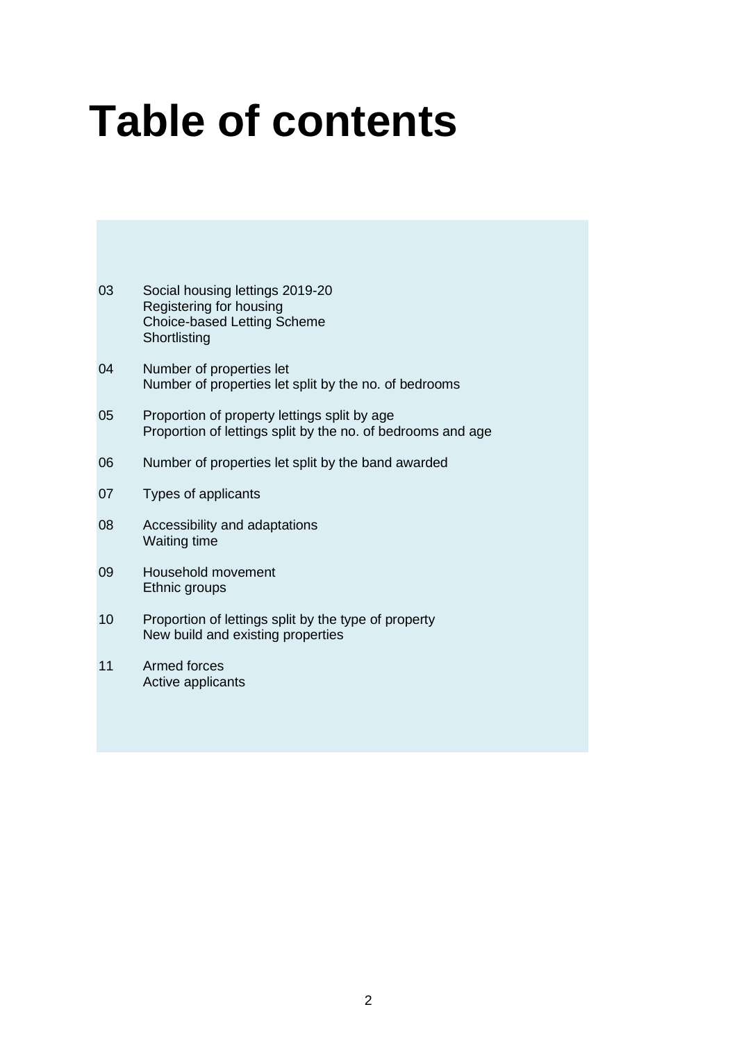# Table of contents

| | |
|---|---|
| 03 | Social housing lettings 2019-20<br>Registering for housing<br>Choice-based Letting Scheme<br>Shortlisting |
| 04 | Number of properties let<br>Number of properties let split by the no. of bedrooms |
| 05 | Proportion of property lettings split by age<br>Proportion of lettings split by the no. of bedrooms and age |
| 06 | Number of properties let split by the band awarded |
| 07 | Types of applicants |
| 08 | Accessibility and adaptations<br>Waiting time |
| 09 | Household movement<br>Ethnic groups |
| 10 | Proportion of lettings split by the type of property<br>New build and existing properties |
| 11 | Armed forces<br>Active applicants |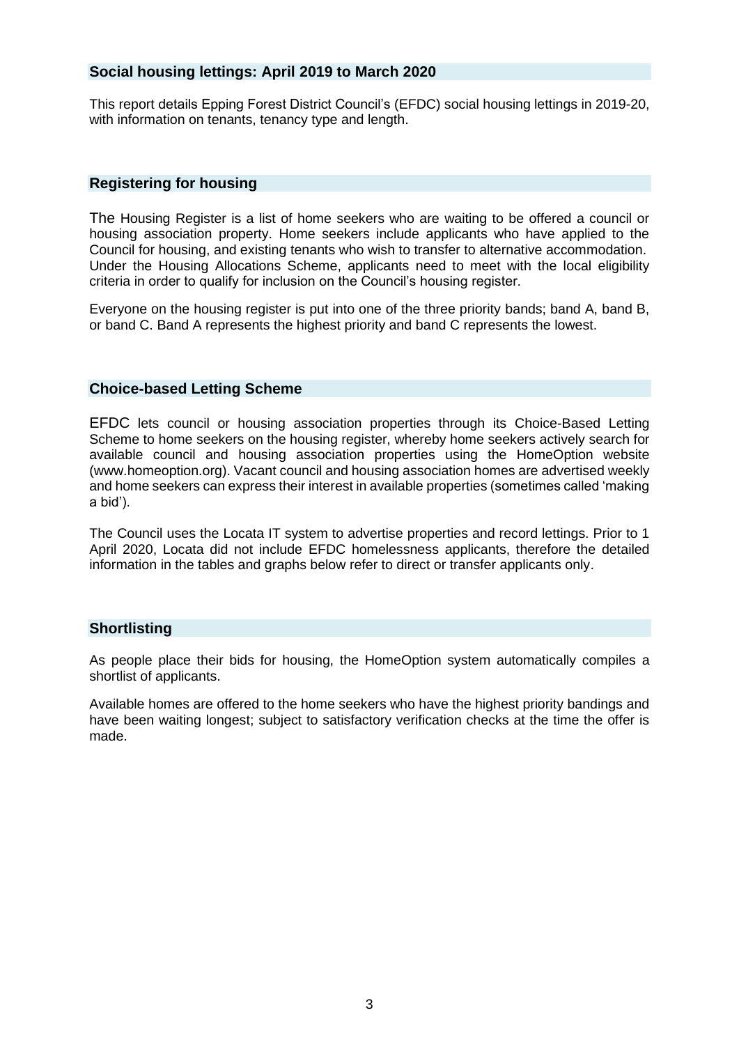## Social housing lettings: April 2019 to March 2020

This report details Epping Forest District Council's (EFDC) social housing lettings in 2019-20, with information on tenants, tenancy type and length.

## Registering for housing

The Housing Register is a list of home seekers who are waiting to be offered a council or housing association property. Home seekers include applicants who have applied to the Council for housing, and existing tenants who wish to transfer to alternative accommodation. Under the Housing Allocations Scheme, applicants need to meet with the local eligibility criteria in order to qualify for inclusion on the Council's housing register.

Everyone on the housing register is put into one of the three priority bands; band A, band B, or band C. Band A represents the highest priority and band C represents the lowest.

## Choice-based Letting Scheme

EFDC lets council or housing association properties through its Choice-Based Letting Scheme to home seekers on the housing register, whereby home seekers actively search for available council and housing association properties using the HomeOption website (www.homeoption.org). Vacant council and housing association homes are advertised weekly and home seekers can express their interest in available properties (sometimes called 'making a bid').

The Council uses the Locata IT system to advertise properties and record lettings. Prior to 1 April 2020, Locata did not include EFDC homelessness applicants, therefore the detailed information in the tables and graphs below refer to direct or transfer applicants only.

## Shortlisting

As people place their bids for housing, the HomeOption system automatically compiles a shortlist of applicants.

Available homes are offered to the home seekers who have the highest priority bandings and have been waiting longest; subject to satisfactory verification checks at the time the offer is made.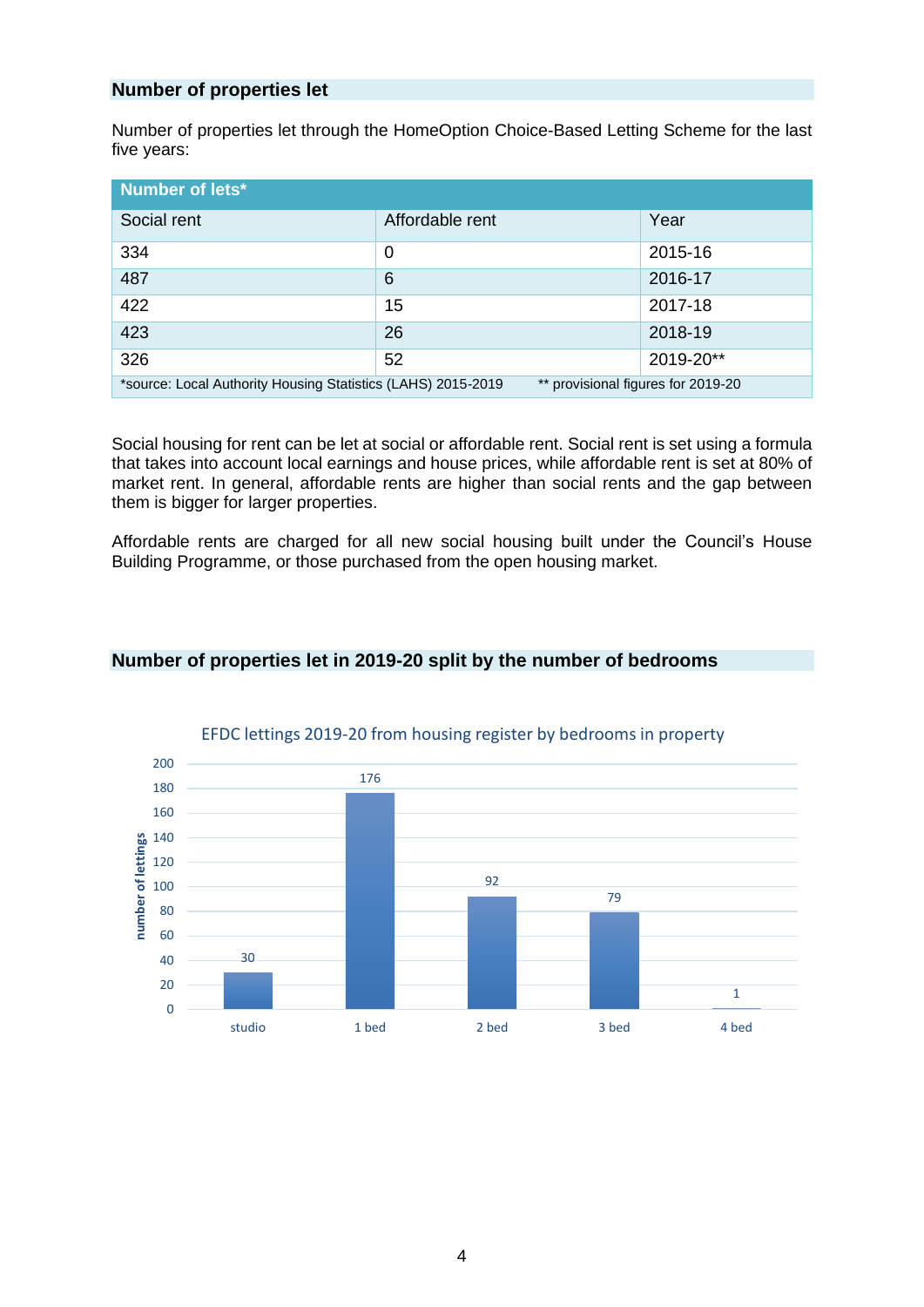## Number of properties let

Number of properties let through the HomeOption Choice-Based Letting Scheme for the last five years:

| Number of lets* | | |
|---|---|---|
| Social rent | Affordable rent | Year |
| 334 | 0 | 2015-16 |
| 487 | 6 | 2016-17 |
| 422 | 15 | 2017-18 |
| 423 | 26 | 2018-19 |
| 326 | 52 | 2019-20** |
| *source: Local Authority Housing Statistics (LAHS) 2015-2019 | ** provisional figures for 2019-20 | |

Social housing for rent can be let at social or affordable rent. Social rent is set using a formula that takes into account local earnings and house prices, while affordable rent is set at 80% of market rent. In general, affordable rents are higher than social rents and the gap between them is bigger for larger properties.

Affordable rents are charged for all new social housing built under the Council's House Building Programme, or those purchased from the open housing market.

## Number of properties let in 2019-20 split by the number of bedrooms

EFDC lettings 2019-20 from housing register by bedrooms in property

| Bedrooms | Number of lettings |
|---|---|
| studio | 30 |
| 1 bed | 176 |
| 2 bed | 92 |
| 3 bed | 79 |
| 4 bed | 1 |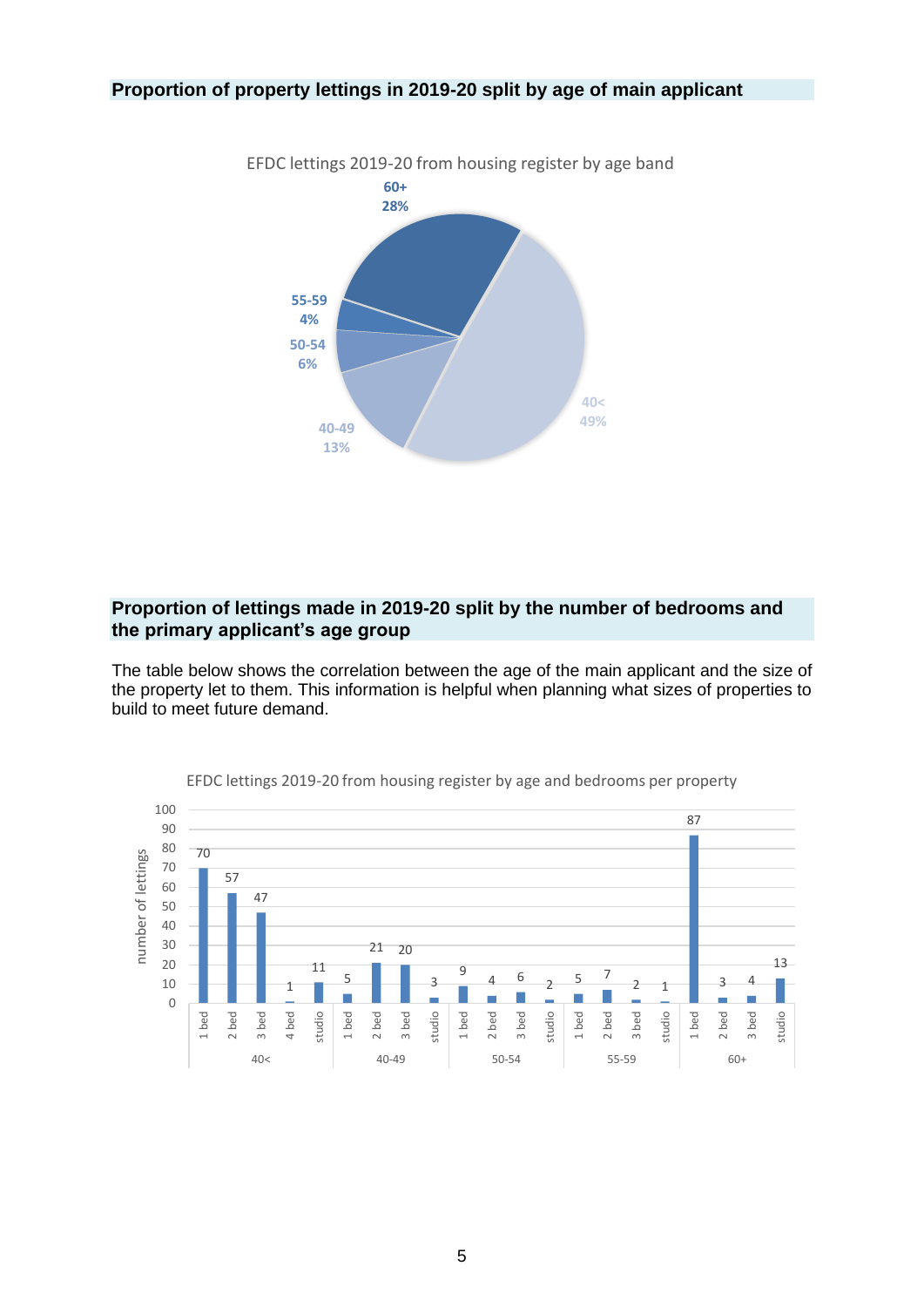## Proportion of property lettings in 2019-20 split by age of main applicant

EFDC lettings 2019-20 from housing register by age band

| Age band | Proportion |
| --- | --- |
| 60+ | 28% |
| 55-59 | 4% |
| 50-54 | 6% |
| 40-49 | 13% |
| 40< | 49% |

## Proportion of lettings made in 2019-20 split by the number of bedrooms and the primary applicant's age group

The table below shows the correlation between the age of the main applicant and the size of the property let to them. This information is helpful when planning what sizes of properties to build to meet future demand.

EFDC lettings 2019-20 from housing register by age and bedrooms per property

| Age group | Property size | Number of lettings |
| --- | --- | --- |
| 40< | 1 bed | 70 |
| | 2 bed | 57 |
| | 3 bed | 47 |
| | 4 bed | 1 |
| | studio | 11 |
| 40-49 | 1 bed | 5 |
| | 2 bed | 21 |
| | 3 bed | 20 |
| | studio | 3 |
| 50-54 | 1 bed | 9 |
| | 2 bed | 4 |
| | 3 bed | 6 |
| | studio | 2 |
| 55-59 | 1 bed | 5 |
| | 2 bed | 7 |
| | 3 bed | 2 |
| | studio | 1 |
| 60+ | 1 bed | 87 |
| | 2 bed | 3 |
| | 3 bed | 4 |
| | studio | 13 |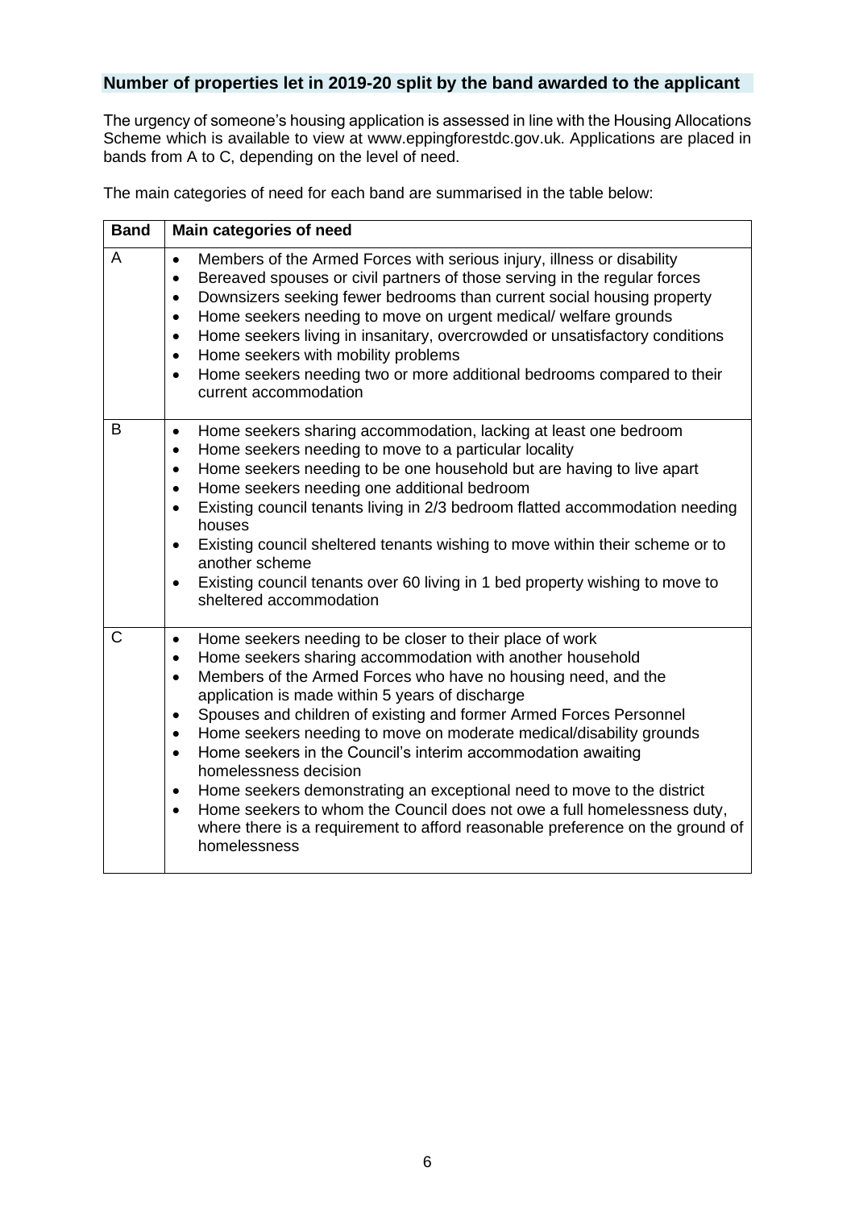## Number of properties let in 2019-20 split by the band awarded to the applicant

The urgency of someone's housing application is assessed in line with the Housing Allocations Scheme which is available to view at www.eppingforestdc.gov.uk. Applications are placed in bands from A to C, depending on the level of need.

The main categories of need for each band are summarised in the table below:

| Band | Main categories of need |
|---|---|
| A | • Members of the Armed Forces with serious injury, illness or disability<br>• Bereaved spouses or civil partners of those serving in the regular forces<br>• Downsizers seeking fewer bedrooms than current social housing property<br>• Home seekers needing to move on urgent medical/ welfare grounds<br>• Home seekers living in insanitary, overcrowded or unsatisfactory conditions<br>• Home seekers with mobility problems<br>• Home seekers needing two or more additional bedrooms compared to their current accommodation |
| B | • Home seekers sharing accommodation, lacking at least one bedroom<br>• Home seekers needing to move to a particular locality<br>• Home seekers needing to be one household but are having to live apart<br>• Home seekers needing one additional bedroom<br>• Existing council tenants living in 2/3 bedroom flatted accommodation needing houses<br>• Existing council sheltered tenants wishing to move within their scheme or to another scheme<br>• Existing council tenants over 60 living in 1 bed property wishing to move to sheltered accommodation |
| C | • Home seekers needing to be closer to their place of work<br>• Home seekers sharing accommodation with another household<br>• Members of the Armed Forces who have no housing need, and the application is made within 5 years of discharge<br>• Spouses and children of existing and former Armed Forces Personnel<br>• Home seekers needing to move on moderate medical/disability grounds<br>• Home seekers in the Council's interim accommodation awaiting homelessness decision<br>• Home seekers demonstrating an exceptional need to move to the district<br>• Home seekers to whom the Council does not owe a full homelessness duty, where there is a requirement to afford reasonable preference on the ground of homelessness |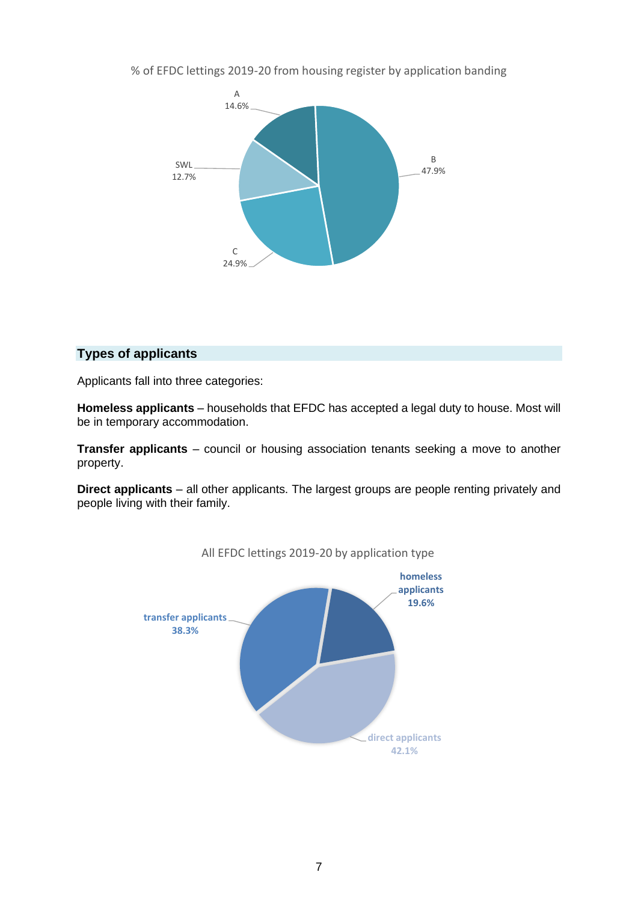% of EFDC lettings 2019-20 from housing register by application banding

A 14.6%

B 47.9%

C 24.9%

SWL 12.7%

## Types of applicants

Applicants fall into three categories:

**Homeless applicants** – households that EFDC has accepted a legal duty to house. Most will be in temporary accommodation.

**Transfer applicants** – council or housing association tenants seeking a move to another property.

**Direct applicants** – all other applicants. The largest groups are people renting privately and people living with their family.

All EFDC lettings 2019-20 by application type

homeless applicants 19.6%

transfer applicants 38.3%

direct applicants 42.1%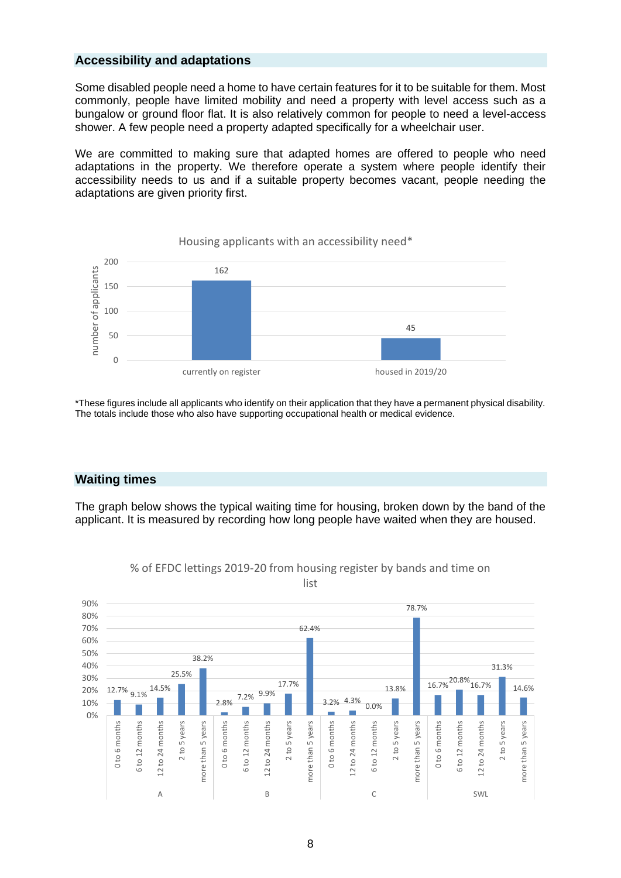## Accessibility and adaptations

Some disabled people need a home to have certain features for it to be suitable for them. Most commonly, people have limited mobility and need a property with level access such as a bungalow or ground floor flat. It is also relatively common for people to need a level-access shower. A few people need a property adapted specifically for a wheelchair user.

We are committed to making sure that adapted homes are offered to people who need adaptations in the property. We therefore operate a system where people identify their accessibility needs to us and if a suitable property becomes vacant, people needing the adaptations are given priority first.

Housing applicants with an accessibility need*

| | number of applicants |
|---|---|
| currently on register | 162 |
| housed in 2019/20 | 45 |

*These figures include all applicants who identify on their application that they have a permanent physical disability. The totals include those who also have supporting occupational health or medical evidence.

## Waiting times

The graph below shows the typical waiting time for housing, broken down by the band of the applicant. It is measured by recording how long people have waited when they are housed.

% of EFDC lettings 2019-20 from housing register by bands and time on list

| Band | 0 to 6 months | 6 to 12 months | 12 to 24 months | 2 to 5 years | more than 5 years |
|---|---|---|---|---|---|
| A | 12.7% | 9.1% | 14.5% | 25.5% | 38.2% |
| B | 2.8% | 7.2% | 9.9% | 17.7% | 62.4% |
| C | 3.2% | 4.3% | 0.0% | 13.8% | 78.7% |
| SWL | 16.7% | 20.8% | 16.7% | 31.3% | 14.6% |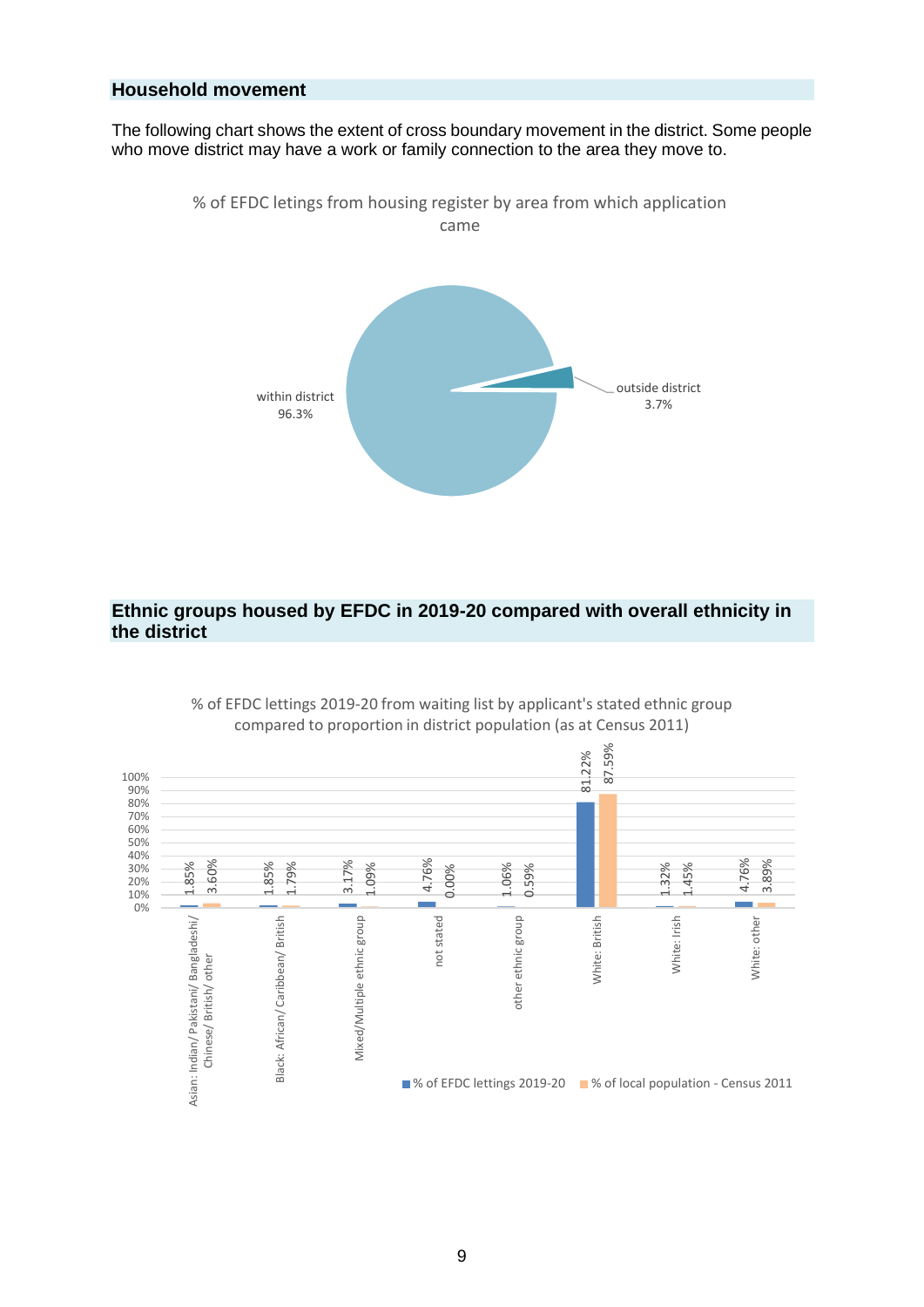## Household movement

The following chart shows the extent of cross boundary movement in the district. Some people who move district may have a work or family connection to the area they move to.

% of EFDC letings from housing register by area from which application came

| Area | % |
|---|---|
| within district | 96.3% |
| outside district | 3.7% |

## Ethnic groups housed by EFDC in 2019-20 compared with overall ethnicity in the district

% of EFDC lettings 2019-20 from waiting list by applicant's stated ethnic group compared to proportion in district population (as at Census 2011)

| Ethnic group | % of EFDC lettings 2019-20 | % of local population - Census 2011 |
|---|---|---|
| Asian: Indian/ Pakistani/ Bangladeshi/ Chinese/ British/ other | 1.85% | 3.60% |
| Black: African/ Caribbean/ British | 1.85% | 1.79% |
| Mixed/Multiple ethnic group | 3.17% | 1.09% |
| not stated | 4.76% | 0.00% |
| other ethnic group | 1.06% | 0.59% |
| White: British | 81.22% | 87.59% |
| White: Irish | 1.32% | 1.45% |
| White: other | 4.76% | 3.89% |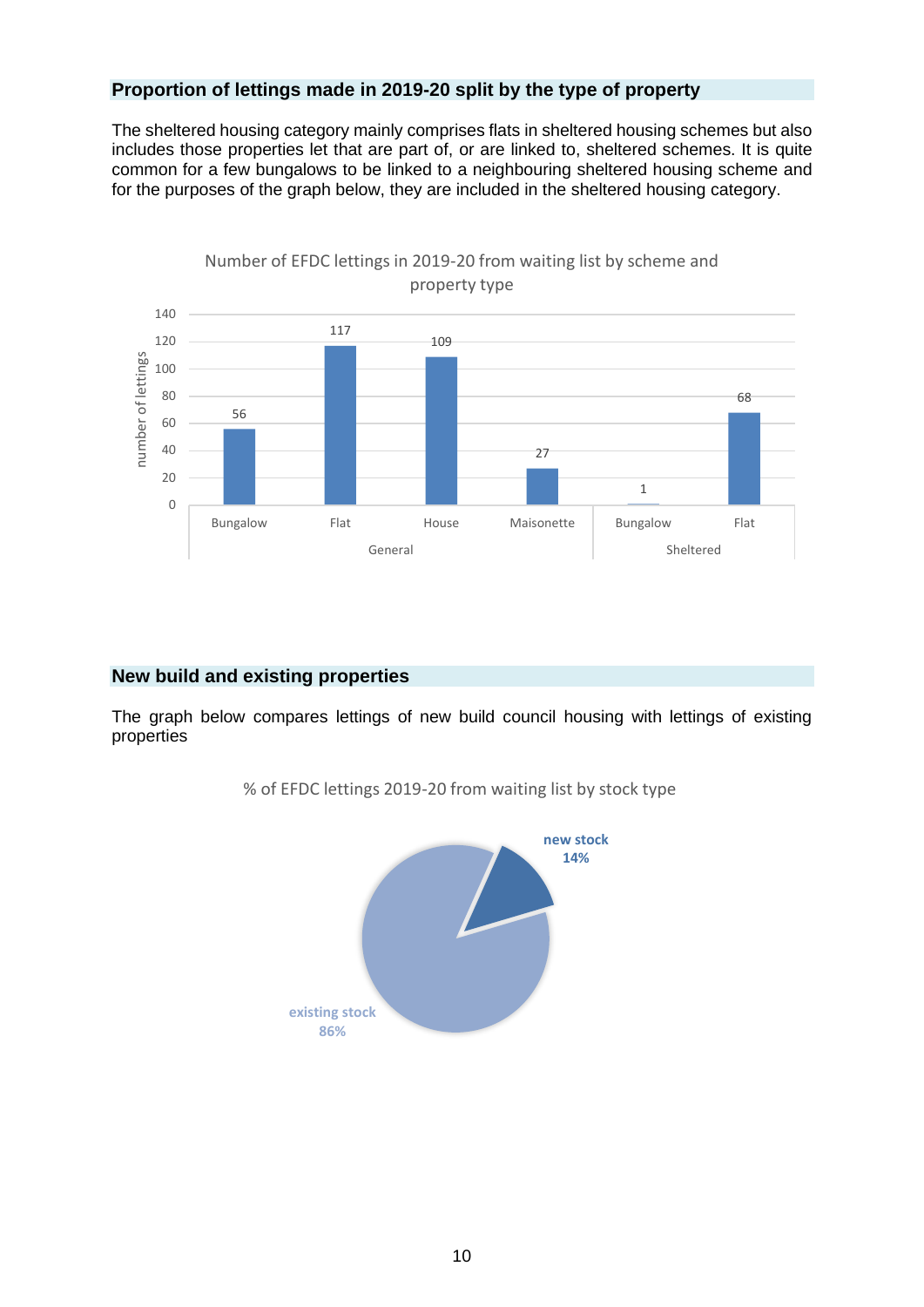## Proportion of lettings made in 2019-20 split by the type of property

The sheltered housing category mainly comprises flats in sheltered housing schemes but also includes those properties let that are part of, or are linked to, sheltered schemes. It is quite common for a few bungalows to be linked to a neighbouring sheltered housing scheme and for the purposes of the graph below, they are included in the sheltered housing category.

Number of EFDC lettings in 2019-20 from waiting list by scheme and property type

| Scheme | Property type | Number of lettings |
|---|---|---|
| General | Bungalow | 56 |
| General | Flat | 117 |
| General | House | 109 |
| General | Maisonette | 27 |
| Sheltered | Bungalow | 1 |
| Sheltered | Flat | 68 |

## New build and existing properties

The graph below compares lettings of new build council housing with lettings of existing properties

% of EFDC lettings 2019-20 from waiting list by stock type

| Stock type | % |
|---|---|
| new stock | 14% |
| existing stock | 86% |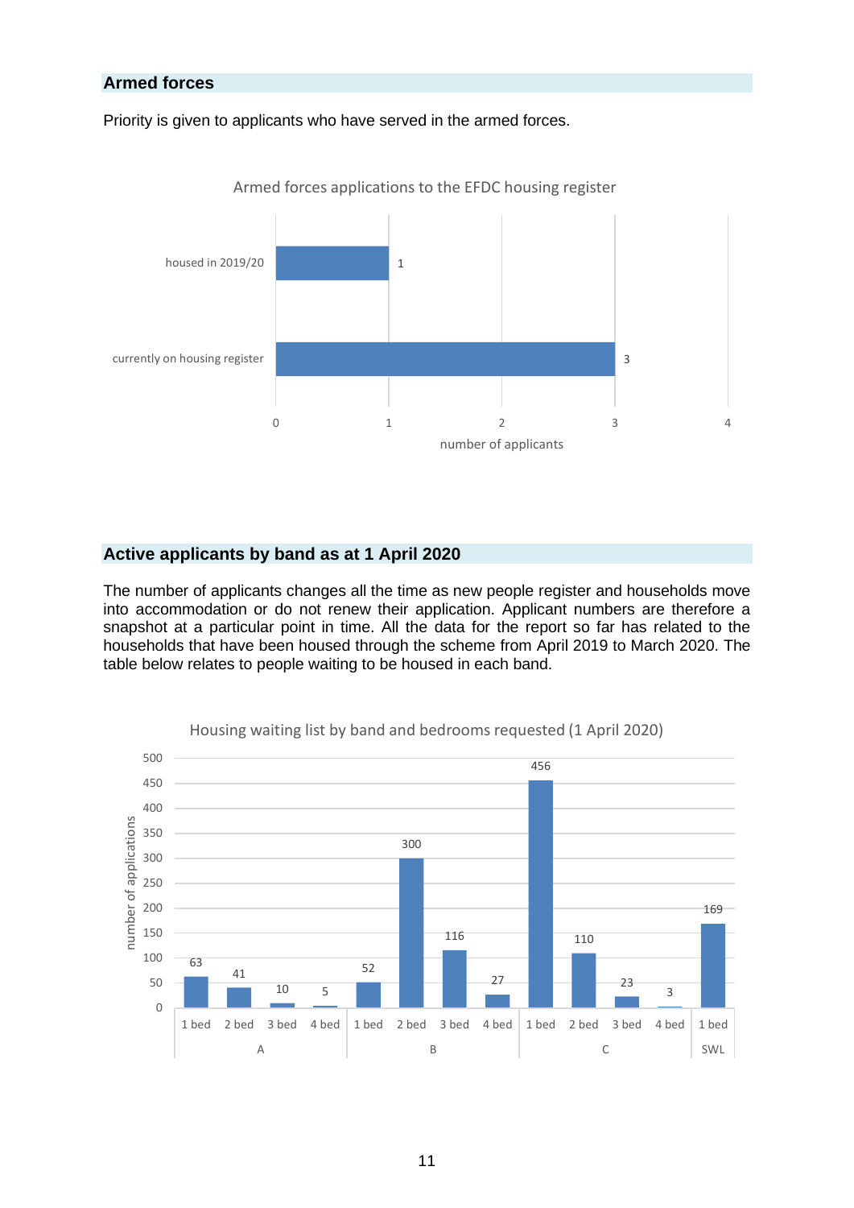## Armed forces

Priority is given to applicants who have served in the armed forces.

**Armed forces applications to the EFDC housing register**

| | number of applicants |
|---|---|
| housed in 2019/20 | 1 |
| currently on housing register | 3 |

## Active applicants by band as at 1 April 2020

The number of applicants changes all the time as new people register and households move into accommodation or do not renew their application. Applicant numbers are therefore a snapshot at a particular point in time. All the data for the report so far has related to the households that have been housed through the scheme from April 2019 to March 2020. The table below relates to people waiting to be housed in each band.

**Housing waiting list by band and bedrooms requested (1 April 2020)**

| Band | Bedrooms | number of applications |
|---|---|---|
| A | 1 bed | 63 |
| A | 2 bed | 41 |
| A | 3 bed | 10 |
| A | 4 bed | 5 |
| B | 1 bed | 52 |
| B | 2 bed | 300 |
| B | 3 bed | 116 |
| B | 4 bed | 27 |
| C | 1 bed | 456 |
| C | 2 bed | 110 |
| C | 3 bed | 23 |
| C | 4 bed | 3 |
| SWL | 1 bed | 169 |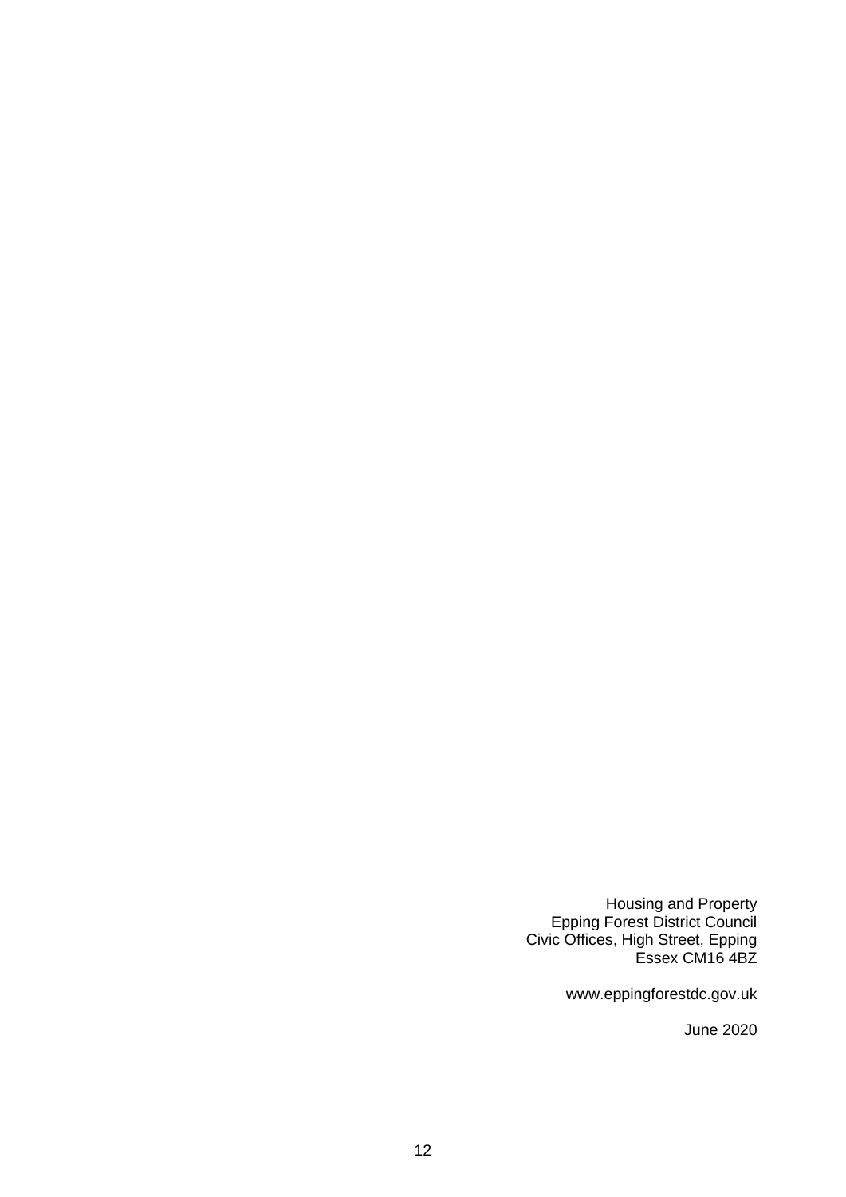Housing and Property
Epping Forest District Council
Civic Offices, High Street, Epping
Essex CM16 4BZ

www.eppingforestdc.gov.uk

June 2020